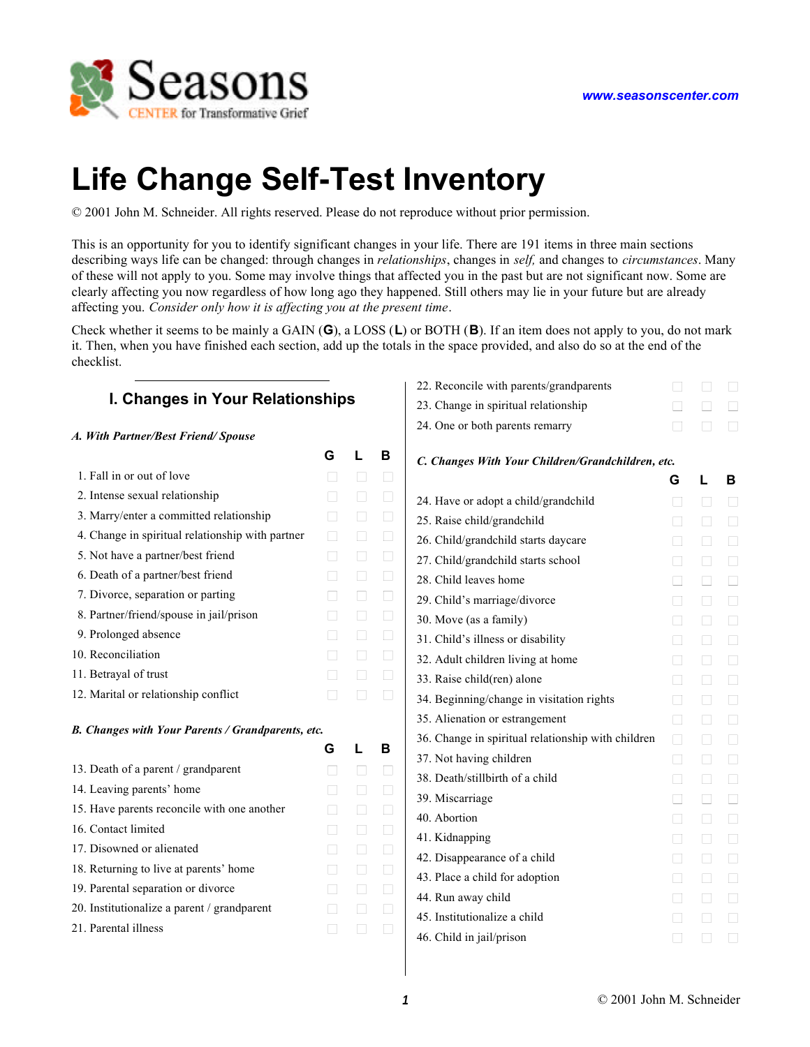Seasons CENTER for Transformative Grief

www.seasonscenter.com

# Life Change Self-Test Inventory

© 2001 John M. Schneider. All rights reserved. Please do not reproduce without prior permission.

This is an opportunity for you to identify significant changes in your life. There are 191 items in three main sections describing ways life can be changed: through changes in *relationships*, changes in *self,* and changes to *circumstances*. Many of these will not apply to you. Some may involve things that affected you in the past but are not significant now. Some are clearly affecting you now regardless of how long ago they happened. Still others may lie in your future but are already affecting you. *Consider only how it is affecting you at the present time*.

Check whether it seems to be mainly a GAIN (**G**), a LOSS (**L**) or BOTH (**B**). If an item does not apply to you, do not mark it. Then, when you have finished each section, add up the totals in the space provided, and also do so at the end of the checklist.

## I. Changes in Your Relationships

### *A. With Partner/Best Friend/ Spouse*

| | G | L | B |
|---|---|---|---|
| 1. Fall in or out of love | ☐ | ☐ | ☐ |
| 2. Intense sexual relationship | ☐ | ☐ | ☐ |
| 3. Marry/enter a committed relationship | ☐ | ☐ | ☐ |
| 4. Change in spiritual relationship with partner | ☐ | ☐ | ☐ |
| 5. Not have a partner/best friend | ☐ | ☐ | ☐ |
| 6. Death of a partner/best friend | ☐ | ☐ | ☐ |
| 7. Divorce, separation or parting | ☐ | ☐ | ☐ |
| 8. Partner/friend/spouse in jail/prison | ☐ | ☐ | ☐ |
| 9. Prolonged absence | ☐ | ☐ | ☐ |
| 10. Reconciliation | ☐ | ☐ | ☐ |
| 11. Betrayal of trust | ☐ | ☐ | ☐ |
| 12. Marital or relationship conflict | ☐ | ☐ | ☐ |

### *B. Changes with Your Parents / Grandparents, etc.*

| | G | L | B |
|---|---|---|---|
| 13. Death of a parent / grandparent | ☐ | ☐ | ☐ |
| 14. Leaving parents' home | ☐ | ☐ | ☐ |
| 15. Have parents reconcile with one another | ☐ | ☐ | ☐ |
| 16. Contact limited | ☐ | ☐ | ☐ |
| 17. Disowned or alienated | ☐ | ☐ | ☐ |
| 18. Returning to live at parents' home | ☐ | ☐ | ☐ |
| 19. Parental separation or divorce | ☐ | ☐ | ☐ |
| 20. Institutionalize a parent / grandparent | ☐ | ☐ | ☐ |
| 21. Parental illness | ☐ | ☐ | ☐ |
| 22. Reconcile with parents/grandparents | ☐ | ☐ | ☐ |
| 23. Change in spiritual relationship | ☐ | ☐ | ☐ |
| 24. One or both parents remarry | ☐ | ☐ | ☐ |

### *C. Changes With Your Children/Grandchildren, etc.*

| | G | L | B |
|---|---|---|---|
| 24. Have or adopt a child/grandchild | ☐ | ☐ | ☐ |
| 25. Raise child/grandchild | ☐ | ☐ | ☐ |
| 26. Child/grandchild starts daycare | ☐ | ☐ | ☐ |
| 27. Child/grandchild starts school | ☐ | ☐ | ☐ |
| 28. Child leaves home | ☐ | ☐ | ☐ |
| 29. Child's marriage/divorce | ☐ | ☐ | ☐ |
| 30. Move (as a family) | ☐ | ☐ | ☐ |
| 31. Child's illness or disability | ☐ | ☐ | ☐ |
| 32. Adult children living at home | ☐ | ☐ | ☐ |
| 33. Raise child(ren) alone | ☐ | ☐ | ☐ |
| 34. Beginning/change in visitation rights | ☐ | ☐ | ☐ |
| 35. Alienation or estrangement | ☐ | ☐ | ☐ |
| 36. Change in spiritual relationship with children | ☐ | ☐ | ☐ |
| 37. Not having children | ☐ | ☐ | ☐ |
| 38. Death/stillbirth of a child | ☐ | ☐ | ☐ |
| 39. Miscarriage | ☐ | ☐ | ☐ |
| 40. Abortion | ☐ | ☐ | ☐ |
| 41. Kidnapping | ☐ | ☐ | ☐ |
| 42. Disappearance of a child | ☐ | ☐ | ☐ |
| 43. Place a child for adoption | ☐ | ☐ | ☐ |
| 44. Run away child | ☐ | ☐ | ☐ |
| 45. Institutionalize a child | ☐ | ☐ | ☐ |
| 46. Child in jail/prison | ☐ | ☐ | ☐ |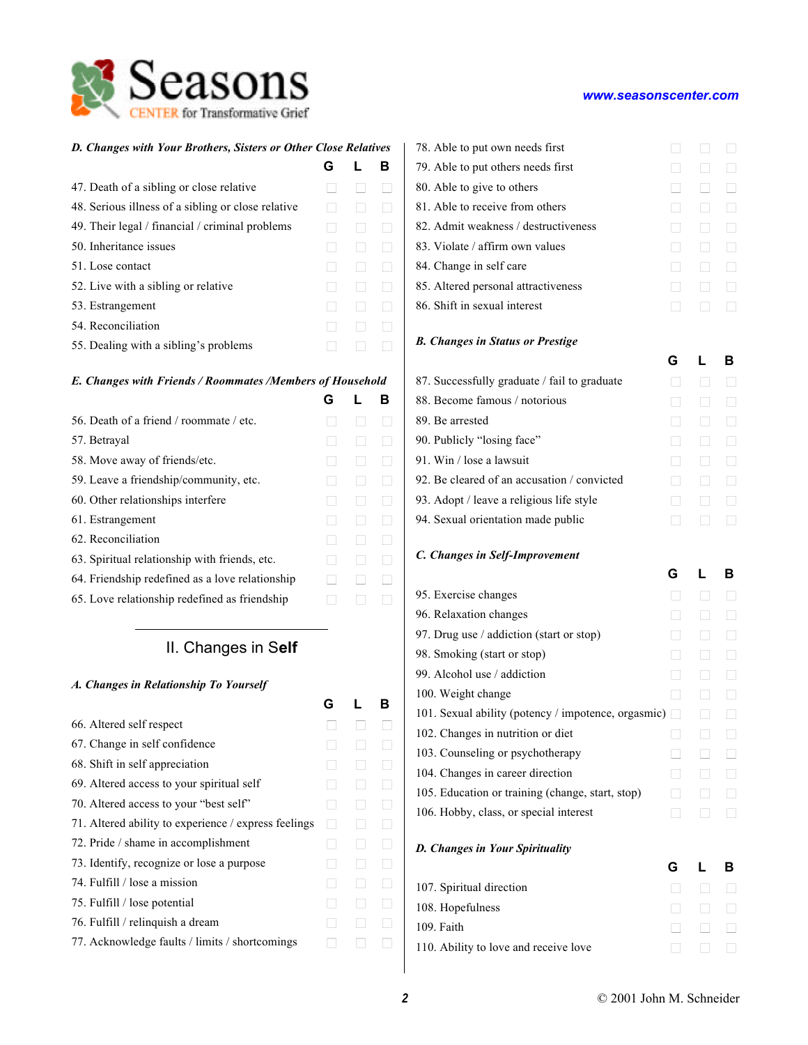### D. Changes with Your Brothers, Sisters or Other Close Relatives

| | G | L | B |
|---|---|---|---|
| 47. Death of a sibling or close relative | ☐ | ☐ | ☐ |
| 48. Serious illness of a sibling or close relative | ☐ | ☐ | ☐ |
| 49. Their legal / financial / criminal problems | ☐ | ☐ | ☐ |
| 50. Inheritance issues | ☐ | ☐ | ☐ |
| 51. Lose contact | ☐ | ☐ | ☐ |
| 52. Live with a sibling or relative | ☐ | ☐ | ☐ |
| 53. Estrangement | ☐ | ☐ | ☐ |
| 54. Reconciliation | ☐ | ☐ | ☐ |
| 55. Dealing with a sibling's problems | ☐ | ☐ | ☐ |

### E. Changes with Friends / Roommates /Members of Household

| | G | L | B |
|---|---|---|---|
| 56. Death of a friend / roommate / etc. | ☐ | ☐ | ☐ |
| 57. Betrayal | ☐ | ☐ | ☐ |
| 58. Move away of friends/etc. | ☐ | ☐ | ☐ |
| 59. Leave a friendship/community, etc. | ☐ | ☐ | ☐ |
| 60. Other relationships interfere | ☐ | ☐ | ☐ |
| 61. Estrangement | ☐ | ☐ | ☐ |
| 62. Reconciliation | ☐ | ☐ | ☐ |
| 63. Spiritual relationship with friends, etc. | ☐ | ☐ | ☐ |
| 64. Friendship redefined as a love relationship | ☐ | ☐ | ☐ |
| 65. Love relationship redefined as friendship | ☐ | ☐ | ☐ |

## II. Changes in Self

### A. Changes in Relationship To Yourself

| | G | L | B |
|---|---|---|---|
| 66. Altered self respect | ☐ | ☐ | ☐ |
| 67. Change in self confidence | ☐ | ☐ | ☐ |
| 68. Shift in self appreciation | ☐ | ☐ | ☐ |
| 69. Altered access to your spiritual self | ☐ | ☐ | ☐ |
| 70. Altered access to your "best self" | ☐ | ☐ | ☐ |
| 71. Altered ability to experience / express feelings | ☐ | ☐ | ☐ |
| 72. Pride / shame in accomplishment | ☐ | ☐ | ☐ |
| 73. Identify, recognize or lose a purpose | ☐ | ☐ | ☐ |
| 74. Fulfill / lose a mission | ☐ | ☐ | ☐ |
| 75. Fulfill / lose potential | ☐ | ☐ | ☐ |
| 76. Fulfill / relinquish a dream | ☐ | ☐ | ☐ |
| 77. Acknowledge faults / limits / shortcomings | ☐ | ☐ | ☐ |
| 78. Able to put own needs first | ☐ | ☐ | ☐ |
| 79. Able to put others needs first | ☐ | ☐ | ☐ |
| 80. Able to give to others | ☐ | ☐ | ☐ |
| 81. Able to receive from others | ☐ | ☐ | ☐ |
| 82. Admit weakness / destructiveness | ☐ | ☐ | ☐ |
| 83. Violate / affirm own values | ☐ | ☐ | ☐ |
| 84. Change in self care | ☐ | ☐ | ☐ |
| 85. Altered personal attractiveness | ☐ | ☐ | ☐ |
| 86. Shift in sexual interest | ☐ | ☐ | ☐ |

### B. Changes in Status or Prestige

| | G | L | B |
|---|---|---|---|
| 87. Successfully graduate / fail to graduate | ☐ | ☐ | ☐ |
| 88. Become famous / notorious | ☐ | ☐ | ☐ |
| 89. Be arrested | ☐ | ☐ | ☐ |
| 90. Publicly "losing face" | ☐ | ☐ | ☐ |
| 91. Win / lose a lawsuit | ☐ | ☐ | ☐ |
| 92. Be cleared of an accusation / convicted | ☐ | ☐ | ☐ |
| 93. Adopt / leave a religious life style | ☐ | ☐ | ☐ |
| 94. Sexual orientation made public | ☐ | ☐ | ☐ |

### C. Changes in Self-Improvement

| | G | L | B |
|---|---|---|---|
| 95. Exercise changes | ☐ | ☐ | ☐ |
| 96. Relaxation changes | ☐ | ☐ | ☐ |
| 97. Drug use / addiction (start or stop) | ☐ | ☐ | ☐ |
| 98. Smoking (start or stop) | ☐ | ☐ | ☐ |
| 99. Alcohol use / addiction | ☐ | ☐ | ☐ |
| 100. Weight change | ☐ | ☐ | ☐ |
| 101. Sexual ability (potency / impotence, orgasmic) | ☐ | ☐ | ☐ |
| 102. Changes in nutrition or diet | ☐ | ☐ | ☐ |
| 103. Counseling or psychotherapy | ☐ | ☐ | ☐ |
| 104. Changes in career direction | ☐ | ☐ | ☐ |
| 105. Education or training (change, start, stop) | ☐ | ☐ | ☐ |
| 106. Hobby, class, or special interest | ☐ | ☐ | ☐ |

### D. Changes in Your Spirituality

| | G | L | B |
|---|---|---|---|
| 107. Spiritual direction | ☐ | ☐ | ☐ |
| 108. Hopefulness | ☐ | ☐ | ☐ |
| 109. Faith | ☐ | ☐ | ☐ |
| 110. Ability to love and receive love | ☐ | ☐ | ☐ |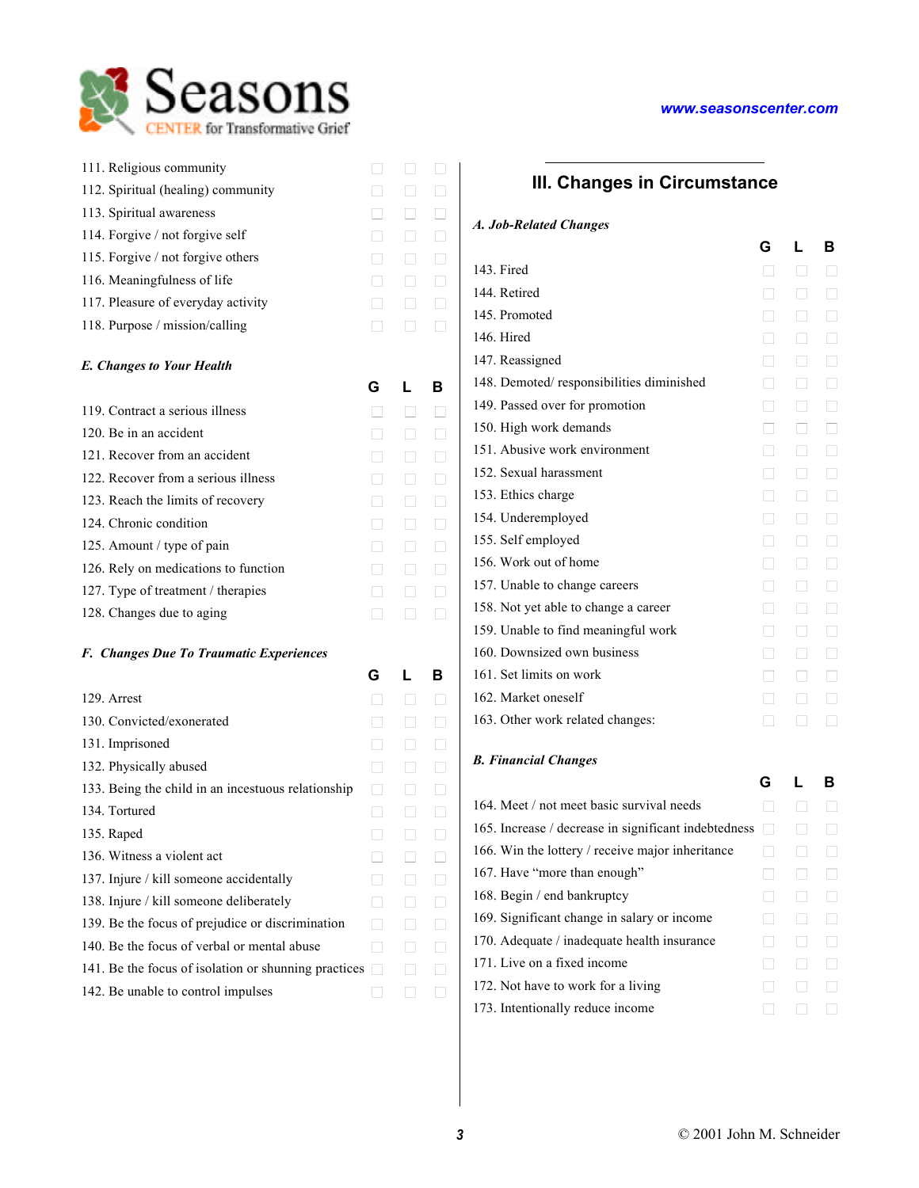| | G | L | B |
|---|---|---|---|
| 111. Religious community | ☐ | ☐ | ☐ |
| 112. Spiritual (healing) community | ☐ | ☐ | ☐ |
| 113. Spiritual awareness | ☐ | ☐ | ☐ |
| 114. Forgive / not forgive self | ☐ | ☐ | ☐ |
| 115. Forgive / not forgive others | ☐ | ☐ | ☐ |
| 116. Meaningfulness of life | ☐ | ☐ | ☐ |
| 117. Pleasure of everyday activity | ☐ | ☐ | ☐ |
| 118. Purpose / mission/calling | ☐ | ☐ | ☐ |

### *E. Changes to Your Health*

| | G | L | B |
|---|---|---|---|
| 119. Contract a serious illness | ☐ | ☐ | ☐ |
| 120. Be in an accident | ☐ | ☐ | ☐ |
| 121. Recover from an accident | ☐ | ☐ | ☐ |
| 122. Recover from a serious illness | ☐ | ☐ | ☐ |
| 123. Reach the limits of recovery | ☐ | ☐ | ☐ |
| 124. Chronic condition | ☐ | ☐ | ☐ |
| 125. Amount / type of pain | ☐ | ☐ | ☐ |
| 126. Rely on medications to function | ☐ | ☐ | ☐ |
| 127. Type of treatment / therapies | ☐ | ☐ | ☐ |
| 128. Changes due to aging | ☐ | ☐ | ☐ |

### *F. Changes Due To Traumatic Experiences*

| | G | L | B |
|---|---|---|---|
| 129. Arrest | ☐ | ☐ | ☐ |
| 130. Convicted/exonerated | ☐ | ☐ | ☐ |
| 131. Imprisoned | ☐ | ☐ | ☐ |
| 132. Physically abused | ☐ | ☐ | ☐ |
| 133. Being the child in an incestuous relationship | ☐ | ☐ | ☐ |
| 134. Tortured | ☐ | ☐ | ☐ |
| 135. Raped | ☐ | ☐ | ☐ |
| 136. Witness a violent act | ☐ | ☐ | ☐ |
| 137. Injure / kill someone accidentally | ☐ | ☐ | ☐ |
| 138. Injure / kill someone deliberately | ☐ | ☐ | ☐ |
| 139. Be the focus of prejudice or discrimination | ☐ | ☐ | ☐ |
| 140. Be the focus of verbal or mental abuse | ☐ | ☐ | ☐ |
| 141. Be the focus of isolation or shunning practices | ☐ | ☐ | ☐ |
| 142. Be unable to control impulses | ☐ | ☐ | ☐ |

## III. Changes in Circumstance

### *A. Job-Related Changes*

| | G | L | B |
|---|---|---|---|
| 143. Fired | ☐ | ☐ | ☐ |
| 144. Retired | ☐ | ☐ | ☐ |
| 145. Promoted | ☐ | ☐ | ☐ |
| 146. Hired | ☐ | ☐ | ☐ |
| 147. Reassigned | ☐ | ☐ | ☐ |
| 148. Demoted/ responsibilities diminished | ☐ | ☐ | ☐ |
| 149. Passed over for promotion | ☐ | ☐ | ☐ |
| 150. High work demands | ☐ | ☐ | ☐ |
| 151. Abusive work environment | ☐ | ☐ | ☐ |
| 152. Sexual harassment | ☐ | ☐ | ☐ |
| 153. Ethics charge | ☐ | ☐ | ☐ |
| 154. Underemployed | ☐ | ☐ | ☐ |
| 155. Self employed | ☐ | ☐ | ☐ |
| 156. Work out of home | ☐ | ☐ | ☐ |
| 157. Unable to change careers | ☐ | ☐ | ☐ |
| 158. Not yet able to change a career | ☐ | ☐ | ☐ |
| 159. Unable to find meaningful work | ☐ | ☐ | ☐ |
| 160. Downsized own business | ☐ | ☐ | ☐ |
| 161. Set limits on work | ☐ | ☐ | ☐ |
| 162. Market oneself | ☐ | ☐ | ☐ |
| 163. Other work related changes: | ☐ | ☐ | ☐ |

### *B. Financial Changes*

| | G | L | B |
|---|---|---|---|
| 164. Meet / not meet basic survival needs | ☐ | ☐ | ☐ |
| 165. Increase / decrease in significant indebtedness | ☐ | ☐ | ☐ |
| 166. Win the lottery / receive major inheritance | ☐ | ☐ | ☐ |
| 167. Have "more than enough" | ☐ | ☐ | ☐ |
| 168. Begin / end bankruptcy | ☐ | ☐ | ☐ |
| 169. Significant change in salary or income | ☐ | ☐ | ☐ |
| 170. Adequate / inadequate health insurance | ☐ | ☐ | ☐ |
| 171. Live on a fixed income | ☐ | ☐ | ☐ |
| 172. Not have to work for a living | ☐ | ☐ | ☐ |
| 173. Intentionally reduce income | ☐ | ☐ | ☐ |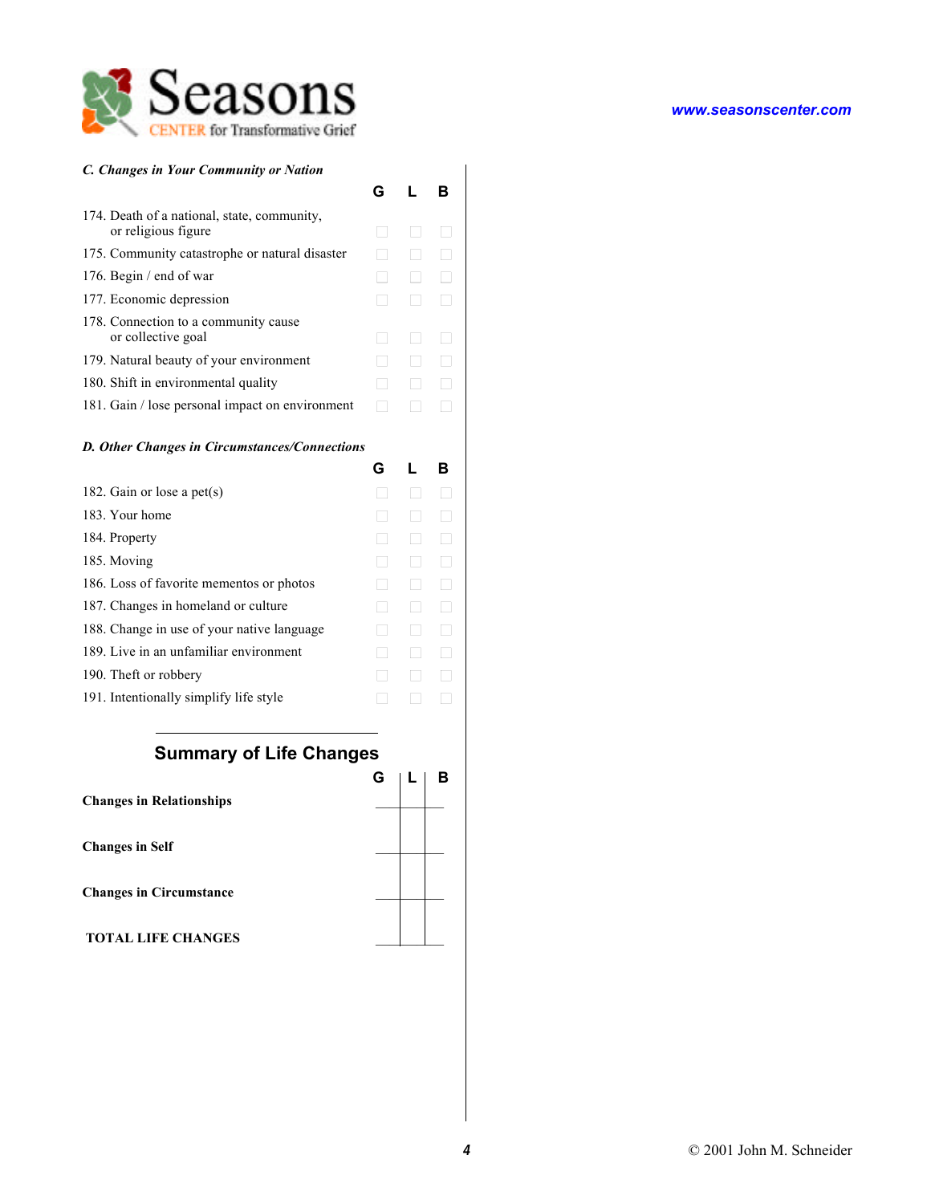### *C. Changes in Your Community or Nation*

| | G | L | B |
|---|---|---|---|
| 174. Death of a national, state, community, or religious figure | ☐ | ☐ | ☐ |
| 175. Community catastrophe or natural disaster | ☐ | ☐ | ☐ |
| 176. Begin / end of war | ☐ | ☐ | ☐ |
| 177. Economic depression | ☐ | ☐ | ☐ |
| 178. Connection to a community cause or collective goal | ☐ | ☐ | ☐ |
| 179. Natural beauty of your environment | ☐ | ☐ | ☐ |
| 180. Shift in environmental quality | ☐ | ☐ | ☐ |
| 181. Gain / lose personal impact on environment | ☐ | ☐ | ☐ |

### *D. Other Changes in Circumstances/Connections*

| | G | L | B |
|---|---|---|---|
| 182. Gain or lose a pet(s) | ☐ | ☐ | ☐ |
| 183. Your home | ☐ | ☐ | ☐ |
| 184. Property | ☐ | ☐ | ☐ |
| 185. Moving | ☐ | ☐ | ☐ |
| 186. Loss of favorite mementos or photos | ☐ | ☐ | ☐ |
| 187. Changes in homeland or culture | ☐ | ☐ | ☐ |
| 188. Change in use of your native language | ☐ | ☐ | ☐ |
| 189. Live in an unfamiliar environment | ☐ | ☐ | ☐ |
| 190. Theft or robbery | ☐ | ☐ | ☐ |
| 191. Intentionally simplify life style | ☐ | ☐ | ☐ |

## Summary of Life Changes

| | G | L | B |
|---|---|---|---|
| **Changes in Relationships** | | | |
| **Changes in Self** | | | |
| **Changes in Circumstance** | | | |
| **TOTAL LIFE CHANGES** | | | |

© 2001 John M. Schneider